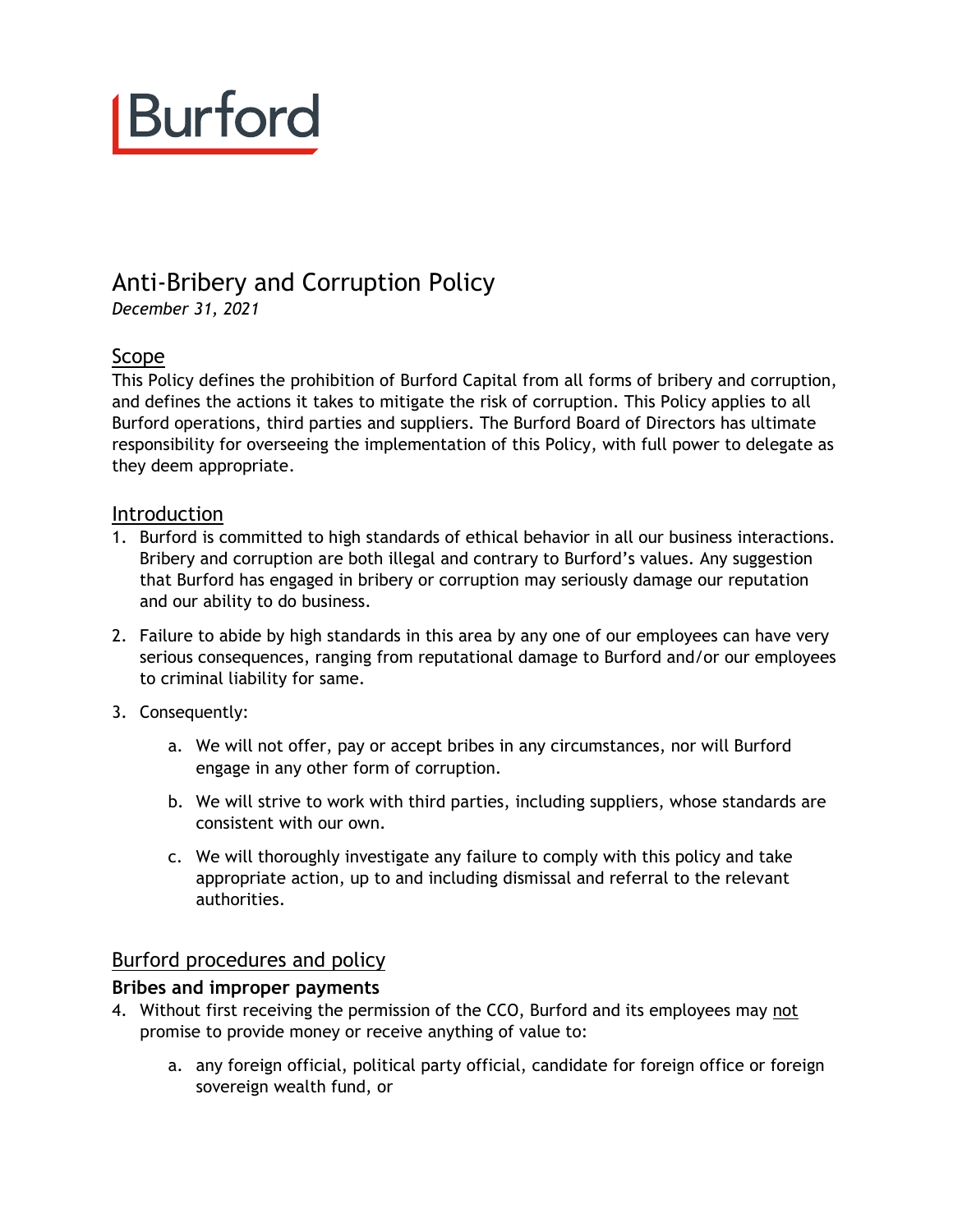Burford

# Anti-Bribery and Corruption Policy

*December 31, 2021*

## Scope

This Policy defines the prohibition of Burford Capital from all forms of bribery and corruption, and defines the actions it takes to mitigate the risk of corruption. This Policy applies to all Burford operations, third parties and suppliers. The Burford Board of Directors has ultimate responsibility for overseeing the implementation of this Policy, with full power to delegate as they deem appropriate.

## Introduction

1. Burford is committed to high standards of ethical behavior in all our business interactions. Bribery and corruption are both illegal and contrary to Burford's values. Any suggestion that Burford has engaged in bribery or corruption may seriously damage our reputation and our ability to do business.

2. Failure to abide by high standards in this area by any one of our employees can have very serious consequences, ranging from reputational damage to Burford and/or our employees to criminal liability for same.

3. Consequently:

    a. We will not offer, pay or accept bribes in any circumstances, nor will Burford engage in any other form of corruption.

    b. We will strive to work with third parties, including suppliers, whose standards are consistent with our own.

    c. We will thoroughly investigate any failure to comply with this policy and take appropriate action, up to and including dismissal and referral to the relevant authorities.

## Burford procedures and policy

### Bribes and improper payments

4. Without first receiving the permission of the CCO, Burford and its employees may not promise to provide money or receive anything of value to:

    a. any foreign official, political party official, candidate for foreign office or foreign sovereign wealth fund, or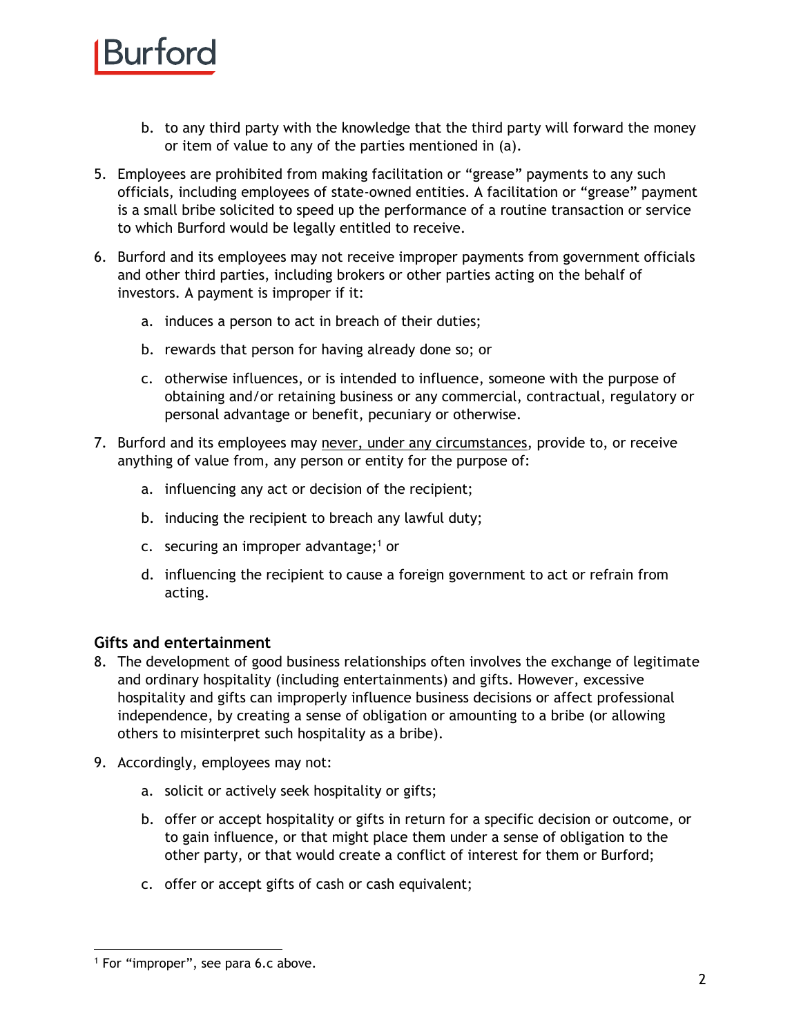b. to any third party with the knowledge that the third party will forward the money or item of value to any of the parties mentioned in (a).

5. Employees are prohibited from making facilitation or “grease” payments to any such officials, including employees of state-owned entities. A facilitation or “grease” payment is a small bribe solicited to speed up the performance of a routine transaction or service to which Burford would be legally entitled to receive.

6. Burford and its employees may not receive improper payments from government officials and other third parties, including brokers or other parties acting on the behalf of investors. A payment is improper if it:

   a. induces a person to act in breach of their duties;

   b. rewards that person for having already done so; or

   c. otherwise influences, or is intended to influence, someone with the purpose of obtaining and/or retaining business or any commercial, contractual, regulatory or personal advantage or benefit, pecuniary or otherwise.

7. Burford and its employees may <u>never, under any circumstances</u>, provide to, or receive anything of value from, any person or entity for the purpose of:

   a. influencing any act or decision of the recipient;

   b. inducing the recipient to breach any lawful duty;

   c. securing an improper advantage;[1] or

   d. influencing the recipient to cause a foreign government to act or refrain from acting.

### Gifts and entertainment

8. The development of good business relationships often involves the exchange of legitimate and ordinary hospitality (including entertainments) and gifts. However, excessive hospitality and gifts can improperly influence business decisions or affect professional independence, by creating a sense of obligation or amounting to a bribe (or allowing others to misinterpret such hospitality as a bribe).

9. Accordingly, employees may not:

   a. solicit or actively seek hospitality or gifts;

   b. offer or accept hospitality or gifts in return for a specific decision or outcome, or to gain influence, or that might place them under a sense of obligation to the other party, or that would create a conflict of interest for them or Burford;

   c. offer or accept gifts of cash or cash equivalent;

---

[1] For “improper”, see para 6.c above.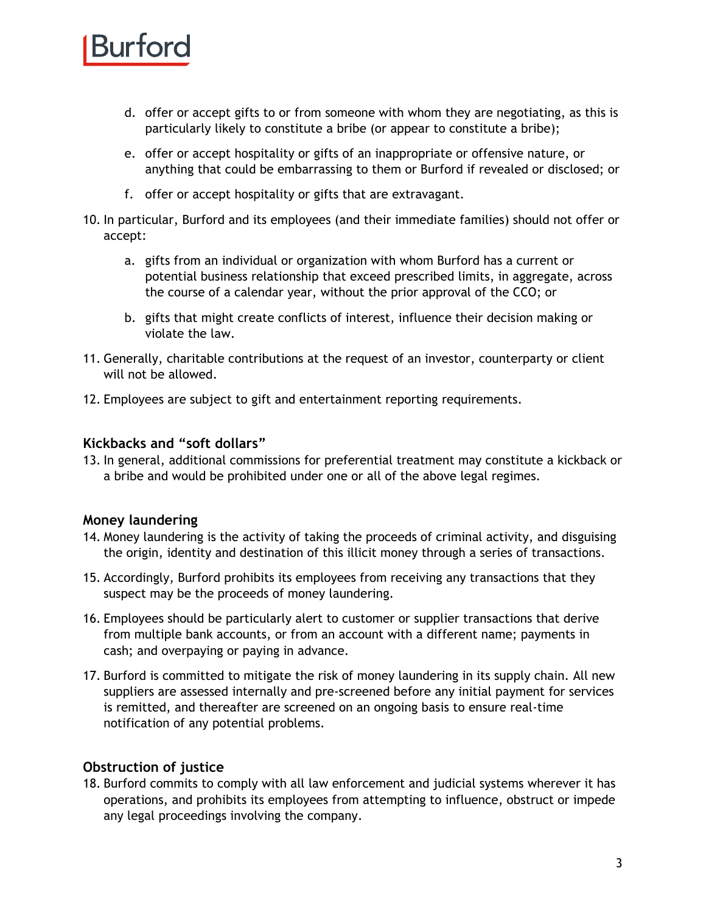d. offer or accept gifts to or from someone with whom they are negotiating, as this is particularly likely to constitute a bribe (or appear to constitute a bribe);

e. offer or accept hospitality or gifts of an inappropriate or offensive nature, or anything that could be embarrassing to them or Burford if revealed or disclosed; or

f. offer or accept hospitality or gifts that are extravagant.

10. In particular, Burford and its employees (and their immediate families) should not offer or accept:

    a. gifts from an individual or organization with whom Burford has a current or potential business relationship that exceed prescribed limits, in aggregate, across the course of a calendar year, without the prior approval of the CCO; or

    b. gifts that might create conflicts of interest, influence their decision making or violate the law.

11. Generally, charitable contributions at the request of an investor, counterparty or client will not be allowed.

12. Employees are subject to gift and entertainment reporting requirements.

### Kickbacks and "soft dollars"

13. In general, additional commissions for preferential treatment may constitute a kickback or a bribe and would be prohibited under one or all of the above legal regimes.

### Money laundering

14. Money laundering is the activity of taking the proceeds of criminal activity, and disguising the origin, identity and destination of this illicit money through a series of transactions.

15. Accordingly, Burford prohibits its employees from receiving any transactions that they suspect may be the proceeds of money laundering.

16. Employees should be particularly alert to customer or supplier transactions that derive from multiple bank accounts, or from an account with a different name; payments in cash; and overpaying or paying in advance.

17. Burford is committed to mitigate the risk of money laundering in its supply chain. All new suppliers are assessed internally and pre-screened before any initial payment for services is remitted, and thereafter are screened on an ongoing basis to ensure real-time notification of any potential problems.

### Obstruction of justice

18. Burford commits to comply with all law enforcement and judicial systems wherever it has operations, and prohibits its employees from attempting to influence, obstruct or impede any legal proceedings involving the company.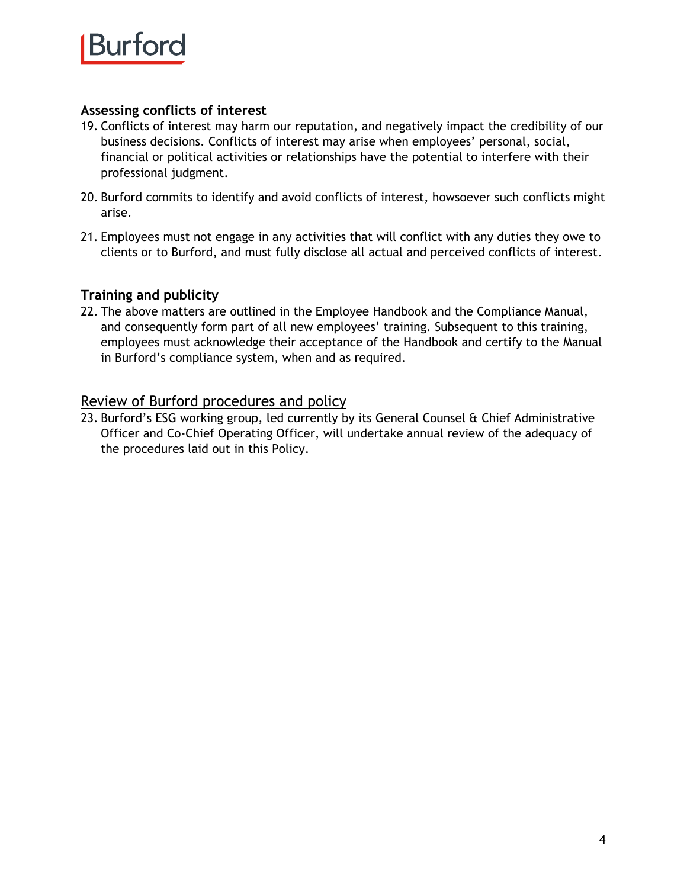### Assessing conflicts of interest

19. Conflicts of interest may harm our reputation, and negatively impact the credibility of our business decisions. Conflicts of interest may arise when employees' personal, social, financial or political activities or relationships have the potential to interfere with their professional judgment.

20. Burford commits to identify and avoid conflicts of interest, howsoever such conflicts might arise.

21. Employees must not engage in any activities that will conflict with any duties they owe to clients or to Burford, and must fully disclose all actual and perceived conflicts of interest.

### Training and publicity

22. The above matters are outlined in the Employee Handbook and the Compliance Manual, and consequently form part of all new employees' training. Subsequent to this training, employees must acknowledge their acceptance of the Handbook and certify to the Manual in Burford's compliance system, when and as required.

## Review of Burford procedures and policy

23. Burford's ESG working group, led currently by its General Counsel & Chief Administrative Officer and Co-Chief Operating Officer, will undertake annual review of the adequacy of the procedures laid out in this Policy.